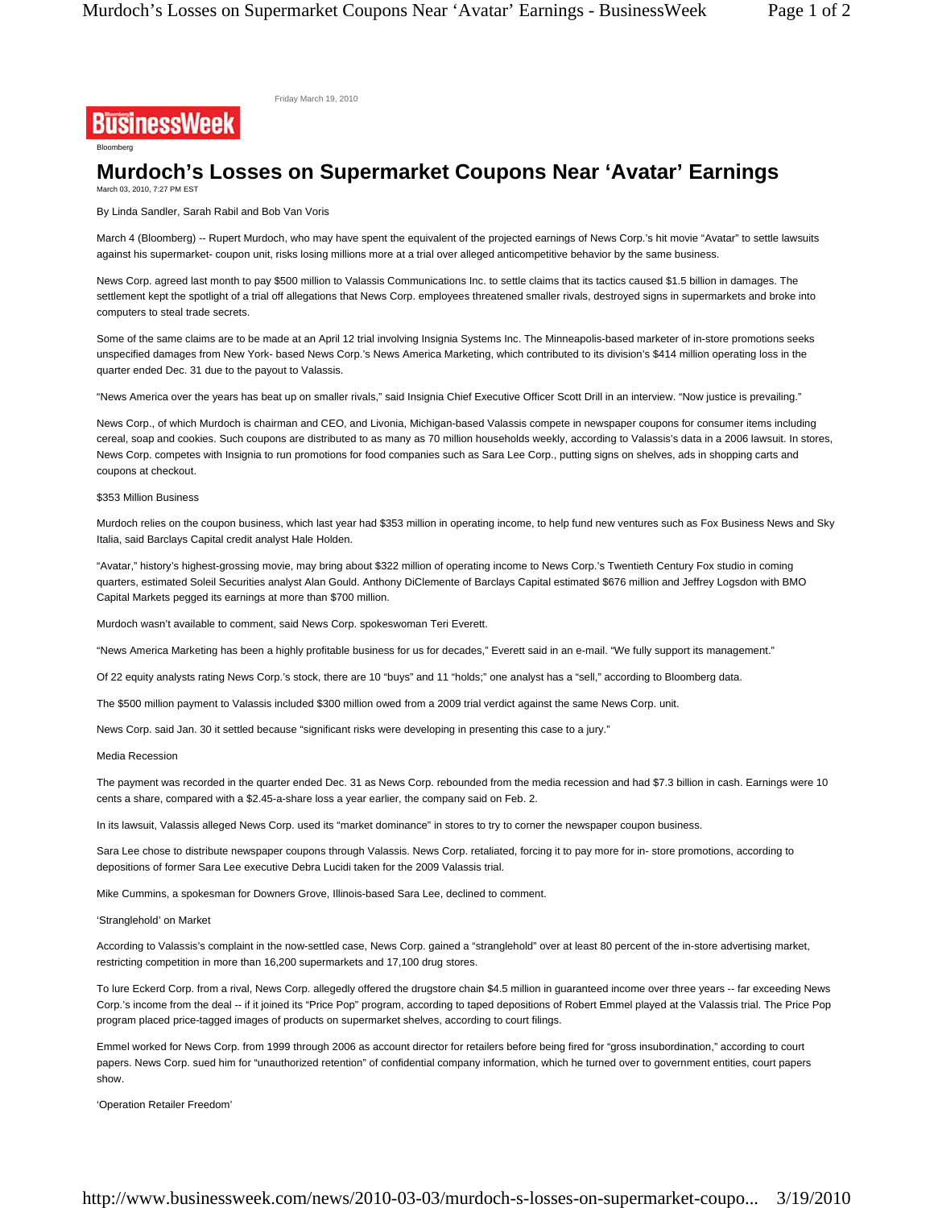Friday March 19, 2010

BusinessWeek

Bloomberg

# Murdoch's Losses on Supermarket Coupons Near 'Avatar' Earnings

March 03, 2010, 7:27 PM EST

By Linda Sandler, Sarah Rabil and Bob Van Voris

March 4 (Bloomberg) -- Rupert Murdoch, who may have spent the equivalent of the projected earnings of News Corp.'s hit movie "Avatar" to settle lawsuits against his supermarket- coupon unit, risks losing millions more at a trial over alleged anticompetitive behavior by the same business.

News Corp. agreed last month to pay $500 million to Valassis Communications Inc. to settle claims that its tactics caused $1.5 billion in damages. The settlement kept the spotlight of a trial off allegations that News Corp. employees threatened smaller rivals, destroyed signs in supermarkets and broke into computers to steal trade secrets.

Some of the same claims are to be made at an April 12 trial involving Insignia Systems Inc. The Minneapolis-based marketer of in-store promotions seeks unspecified damages from New York- based News Corp.'s News America Marketing, which contributed to its division's $414 million operating loss in the quarter ended Dec. 31 due to the payout to Valassis.

"News America over the years has beat up on smaller rivals," said Insignia Chief Executive Officer Scott Drill in an interview. "Now justice is prevailing."

News Corp., of which Murdoch is chairman and CEO, and Livonia, Michigan-based Valassis compete in newspaper coupons for consumer items including cereal, soap and cookies. Such coupons are distributed to as many as 70 million households weekly, according to Valassis's data in a 2006 lawsuit. In stores, News Corp. competes with Insignia to run promotions for food companies such as Sara Lee Corp., putting signs on shelves, ads in shopping carts and coupons at checkout.

## $353 Million Business

Murdoch relies on the coupon business, which last year had $353 million in operating income, to help fund new ventures such as Fox Business News and Sky Italia, said Barclays Capital credit analyst Hale Holden.

"Avatar," history's highest-grossing movie, may bring about $322 million of operating income to News Corp.'s Twentieth Century Fox studio in coming quarters, estimated Soleil Securities analyst Alan Gould. Anthony DiClemente of Barclays Capital estimated $676 million and Jeffrey Logsdon with BMO Capital Markets pegged its earnings at more than $700 million.

Murdoch wasn't available to comment, said News Corp. spokeswoman Teri Everett.

"News America Marketing has been a highly profitable business for us for decades," Everett said in an e-mail. "We fully support its management."

Of 22 equity analysts rating News Corp.'s stock, there are 10 "buys" and 11 "holds;" one analyst has a "sell," according to Bloomberg data.

The $500 million payment to Valassis included $300 million owed from a 2009 trial verdict against the same News Corp. unit.

News Corp. said Jan. 30 it settled because "significant risks were developing in presenting this case to a jury."

## Media Recession

The payment was recorded in the quarter ended Dec. 31 as News Corp. rebounded from the media recession and had $7.3 billion in cash. Earnings were 10 cents a share, compared with a $2.45-a-share loss a year earlier, the company said on Feb. 2.

In its lawsuit, Valassis alleged News Corp. used its "market dominance" in stores to try to corner the newspaper coupon business.

Sara Lee chose to distribute newspaper coupons through Valassis. News Corp. retaliated, forcing it to pay more for in- store promotions, according to depositions of former Sara Lee executive Debra Lucidi taken for the 2009 Valassis trial.

Mike Cummins, a spokesman for Downers Grove, Illinois-based Sara Lee, declined to comment.

## 'Stranglehold' on Market

According to Valassis's complaint in the now-settled case, News Corp. gained a "stranglehold" over at least 80 percent of the in-store advertising market, restricting competition in more than 16,200 supermarkets and 17,100 drug stores.

To lure Eckerd Corp. from a rival, News Corp. allegedly offered the drugstore chain $4.5 million in guaranteed income over three years -- far exceeding News Corp.'s income from the deal -- if it joined its "Price Pop" program, according to taped depositions of Robert Emmel played at the Valassis trial. The Price Pop program placed price-tagged images of products on supermarket shelves, according to court filings.

Emmel worked for News Corp. from 1999 through 2006 as account director for retailers before being fired for "gross insubordination," according to court papers. News Corp. sued him for "unauthorized retention" of confidential company information, which he turned over to government entities, court papers show.

## 'Operation Retailer Freedom'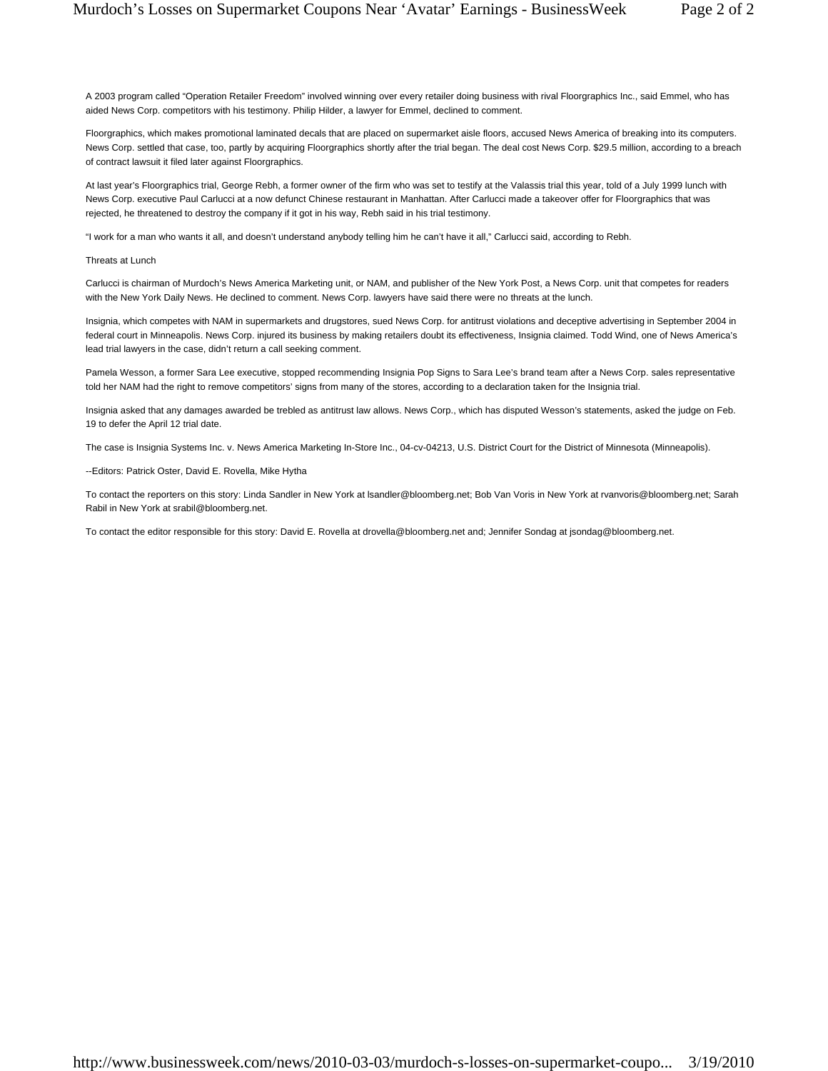A 2003 program called "Operation Retailer Freedom" involved winning over every retailer doing business with rival Floorgraphics Inc., said Emmel, who has aided News Corp. competitors with his testimony. Philip Hilder, a lawyer for Emmel, declined to comment.

Floorgraphics, which makes promotional laminated decals that are placed on supermarket aisle floors, accused News America of breaking into its computers. News Corp. settled that case, too, partly by acquiring Floorgraphics shortly after the trial began. The deal cost News Corp. $29.5 million, according to a breach of contract lawsuit it filed later against Floorgraphics.

At last year's Floorgraphics trial, George Rebh, a former owner of the firm who was set to testify at the Valassis trial this year, told of a July 1999 lunch with News Corp. executive Paul Carlucci at a now defunct Chinese restaurant in Manhattan. After Carlucci made a takeover offer for Floorgraphics that was rejected, he threatened to destroy the company if it got in his way, Rebh said in his trial testimony.

"I work for a man who wants it all, and doesn't understand anybody telling him he can't have it all," Carlucci said, according to Rebh.

Threats at Lunch

Carlucci is chairman of Murdoch's News America Marketing unit, or NAM, and publisher of the New York Post, a News Corp. unit that competes for readers with the New York Daily News. He declined to comment. News Corp. lawyers have said there were no threats at the lunch.

Insignia, which competes with NAM in supermarkets and drugstores, sued News Corp. for antitrust violations and deceptive advertising in September 2004 in federal court in Minneapolis. News Corp. injured its business by making retailers doubt its effectiveness, Insignia claimed. Todd Wind, one of News America's lead trial lawyers in the case, didn't return a call seeking comment.

Pamela Wesson, a former Sara Lee executive, stopped recommending Insignia Pop Signs to Sara Lee's brand team after a News Corp. sales representative told her NAM had the right to remove competitors' signs from many of the stores, according to a declaration taken for the Insignia trial.

Insignia asked that any damages awarded be trebled as antitrust law allows. News Corp., which has disputed Wesson's statements, asked the judge on Feb. 19 to defer the April 12 trial date.

The case is Insignia Systems Inc. v. News America Marketing In-Store Inc., 04-cv-04213, U.S. District Court for the District of Minnesota (Minneapolis).

--Editors: Patrick Oster, David E. Rovella, Mike Hytha

To contact the reporters on this story: Linda Sandler in New York at lsandler@bloomberg.net; Bob Van Voris in New York at rvanvoris@bloomberg.net; Sarah Rabil in New York at srabil@bloomberg.net.

To contact the editor responsible for this story: David E. Rovella at drovella@bloomberg.net and; Jennifer Sondag at jsondag@bloomberg.net.